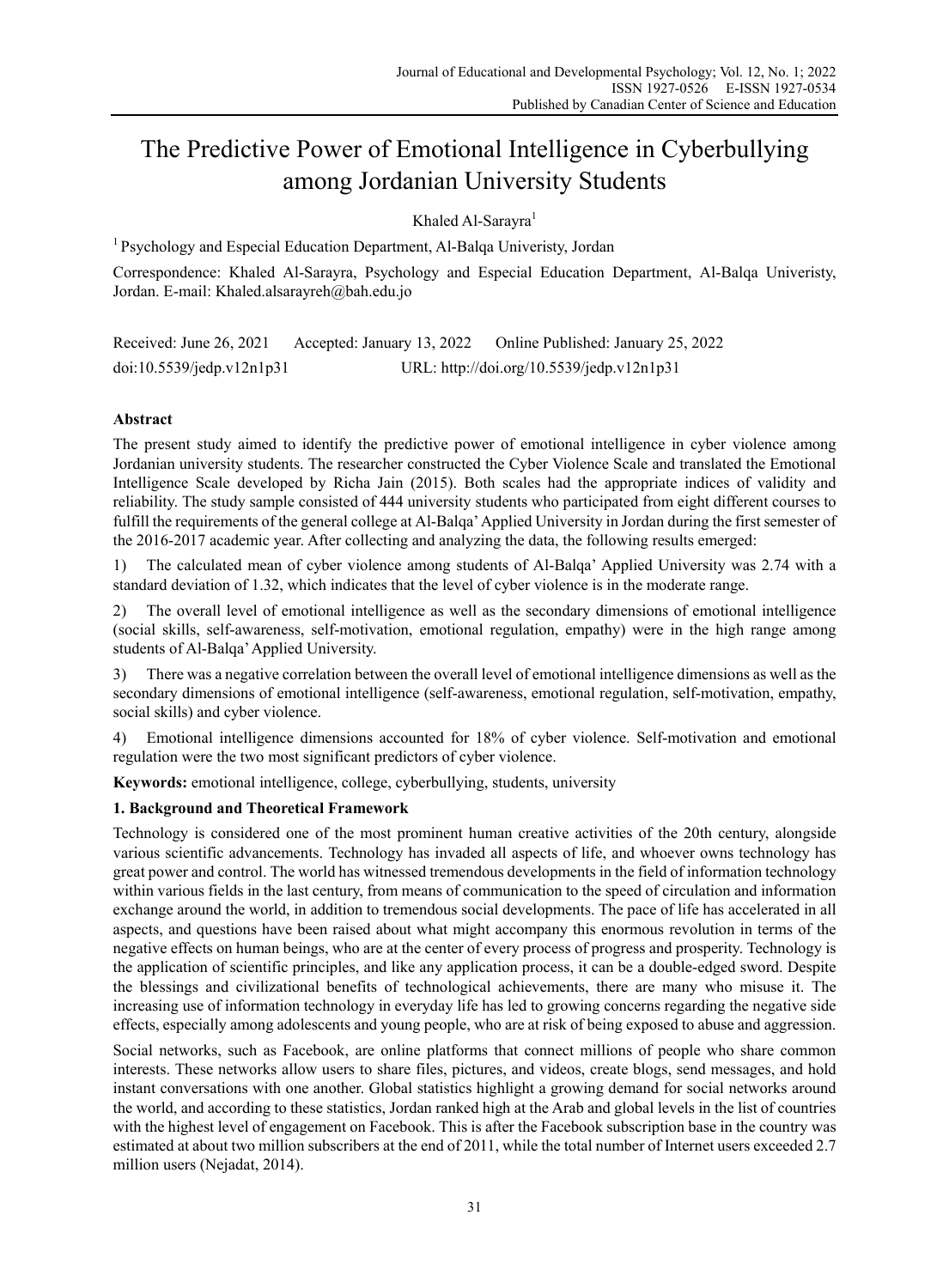# The Predictive Power of Emotional Intelligence in Cyberbullying among Jordanian University Students

Khaled Al-Sarayra[1]

[1] Psychology and Especial Education Department, Al-Balqa Univeristy, Jordan

Correspondence: Khaled Al-Sarayra, Psychology and Especial Education Department, Al-Balqa Univeristy, Jordan. E-mail: Khaled.alsarayreh@bah.edu.jo

Received: June 26, 2021 Accepted: January 13, 2022 Online Published: January 25, 2022

doi:10.5539/jedp.v12n1p31 URL: http://doi.org/10.5539/jedp.v12n1p31

**Abstract**

The present study aimed to identify the predictive power of emotional intelligence in cyber violence among Jordanian university students. The researcher constructed the Cyber Violence Scale and translated the Emotional Intelligence Scale developed by Richa Jain (2015). Both scales had the appropriate indices of validity and reliability. The study sample consisted of 444 university students who participated from eight different courses to fulfill the requirements of the general college at Al-Balqa' Applied University in Jordan during the first semester of the 2016-2017 academic year. After collecting and analyzing the data, the following results emerged:

1) The calculated mean of cyber violence among students of Al-Balqa' Applied University was 2.74 with a standard deviation of 1.32, which indicates that the level of cyber violence is in the moderate range.

2) The overall level of emotional intelligence as well as the secondary dimensions of emotional intelligence (social skills, self-awareness, self-motivation, emotional regulation, empathy) were in the high range among students of Al-Balqa' Applied University.

3) There was a negative correlation between the overall level of emotional intelligence dimensions as well as the secondary dimensions of emotional intelligence (self-awareness, emotional regulation, self-motivation, empathy, social skills) and cyber violence.

4) Emotional intelligence dimensions accounted for 18% of cyber violence. Self-motivation and emotional regulation were the two most significant predictors of cyber violence.

**Keywords:** emotional intelligence, college, cyberbullying, students, university

## 1. Background and Theoretical Framework

Technology is considered one of the most prominent human creative activities of the 20th century, alongside various scientific advancements. Technology has invaded all aspects of life, and whoever owns technology has great power and control. The world has witnessed tremendous developments in the field of information technology within various fields in the last century, from means of communication to the speed of circulation and information exchange around the world, in addition to tremendous social developments. The pace of life has accelerated in all aspects, and questions have been raised about what might accompany this enormous revolution in terms of the negative effects on human beings, who are at the center of every process of progress and prosperity. Technology is the application of scientific principles, and like any application process, it can be a double-edged sword. Despite the blessings and civilizational benefits of technological achievements, there are many who misuse it. The increasing use of information technology in everyday life has led to growing concerns regarding the negative side effects, especially among adolescents and young people, who are at risk of being exposed to abuse and aggression.

Social networks, such as Facebook, are online platforms that connect millions of people who share common interests. These networks allow users to share files, pictures, and videos, create blogs, send messages, and hold instant conversations with one another. Global statistics highlight a growing demand for social networks around the world, and according to these statistics, Jordan ranked high at the Arab and global levels in the list of countries with the highest level of engagement on Facebook. This is after the Facebook subscription base in the country was estimated at about two million subscribers at the end of 2011, while the total number of Internet users exceeded 2.7 million users (Nejadat, 2014).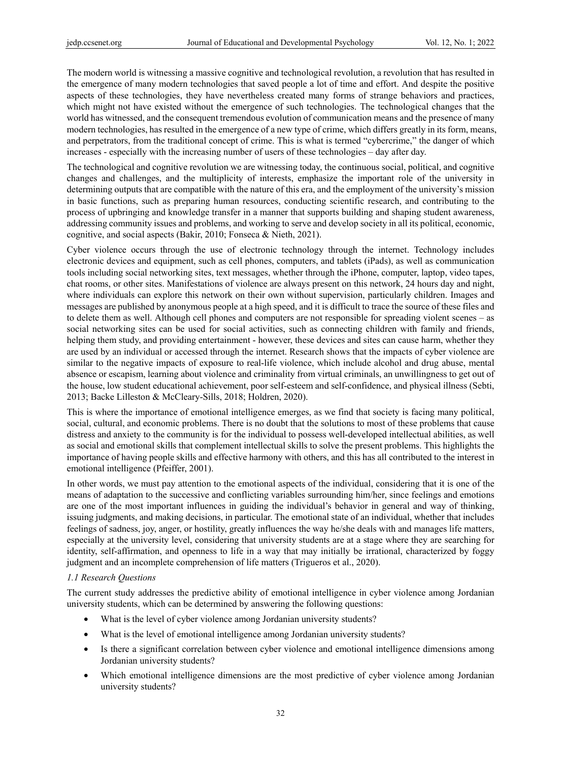The modern world is witnessing a massive cognitive and technological revolution, a revolution that has resulted in the emergence of many modern technologies that saved people a lot of time and effort. And despite the positive aspects of these technologies, they have nevertheless created many forms of strange behaviors and practices, which might not have existed without the emergence of such technologies. The technological changes that the world has witnessed, and the consequent tremendous evolution of communication means and the presence of many modern technologies, has resulted in the emergence of a new type of crime, which differs greatly in its form, means, and perpetrators, from the traditional concept of crime. This is what is termed "cybercrime," the danger of which increases - especially with the increasing number of users of these technologies – day after day.

The technological and cognitive revolution we are witnessing today, the continuous social, political, and cognitive changes and challenges, and the multiplicity of interests, emphasize the important role of the university in determining outputs that are compatible with the nature of this era, and the employment of the university's mission in basic functions, such as preparing human resources, conducting scientific research, and contributing to the process of upbringing and knowledge transfer in a manner that supports building and shaping student awareness, addressing community issues and problems, and working to serve and develop society in all its political, economic, cognitive, and social aspects (Bakir, 2010; Fonseca & Nieth, 2021).

Cyber violence occurs through the use of electronic technology through the internet. Technology includes electronic devices and equipment, such as cell phones, computers, and tablets (iPads), as well as communication tools including social networking sites, text messages, whether through the iPhone, computer, laptop, video tapes, chat rooms, or other sites. Manifestations of violence are always present on this network, 24 hours day and night, where individuals can explore this network on their own without supervision, particularly children. Images and messages are published by anonymous people at a high speed, and it is difficult to trace the source of these files and to delete them as well. Although cell phones and computers are not responsible for spreading violent scenes – as social networking sites can be used for social activities, such as connecting children with family and friends, helping them study, and providing entertainment - however, these devices and sites can cause harm, whether they are used by an individual or accessed through the internet. Research shows that the impacts of cyber violence are similar to the negative impacts of exposure to real-life violence, which include alcohol and drug abuse, mental absence or escapism, learning about violence and criminality from virtual criminals, an unwillingness to get out of the house, low student educational achievement, poor self-esteem and self-confidence, and physical illness (Sebti, 2013; Backe Lilleston & McCleary-Sills, 2018; Holdren, 2020).

This is where the importance of emotional intelligence emerges, as we find that society is facing many political, social, cultural, and economic problems. There is no doubt that the solutions to most of these problems that cause distress and anxiety to the community is for the individual to possess well-developed intellectual abilities, as well as social and emotional skills that complement intellectual skills to solve the present problems. This highlights the importance of having people skills and effective harmony with others, and this has all contributed to the interest in emotional intelligence (Pfeiffer, 2001).

In other words, we must pay attention to the emotional aspects of the individual, considering that it is one of the means of adaptation to the successive and conflicting variables surrounding him/her, since feelings and emotions are one of the most important influences in guiding the individual's behavior in general and way of thinking, issuing judgments, and making decisions, in particular. The emotional state of an individual, whether that includes feelings of sadness, joy, anger, or hostility, greatly influences the way he/she deals with and manages life matters, especially at the university level, considering that university students are at a stage where they are searching for identity, self-affirmation, and openness to life in a way that may initially be irrational, characterized by foggy judgment and an incomplete comprehension of life matters (Trigueros et al., 2020).

### *1.1 Research Questions*

The current study addresses the predictive ability of emotional intelligence in cyber violence among Jordanian university students, which can be determined by answering the following questions:

- What is the level of cyber violence among Jordanian university students?
- What is the level of emotional intelligence among Jordanian university students?
- Is there a significant correlation between cyber violence and emotional intelligence dimensions among Jordanian university students?
- Which emotional intelligence dimensions are the most predictive of cyber violence among Jordanian university students?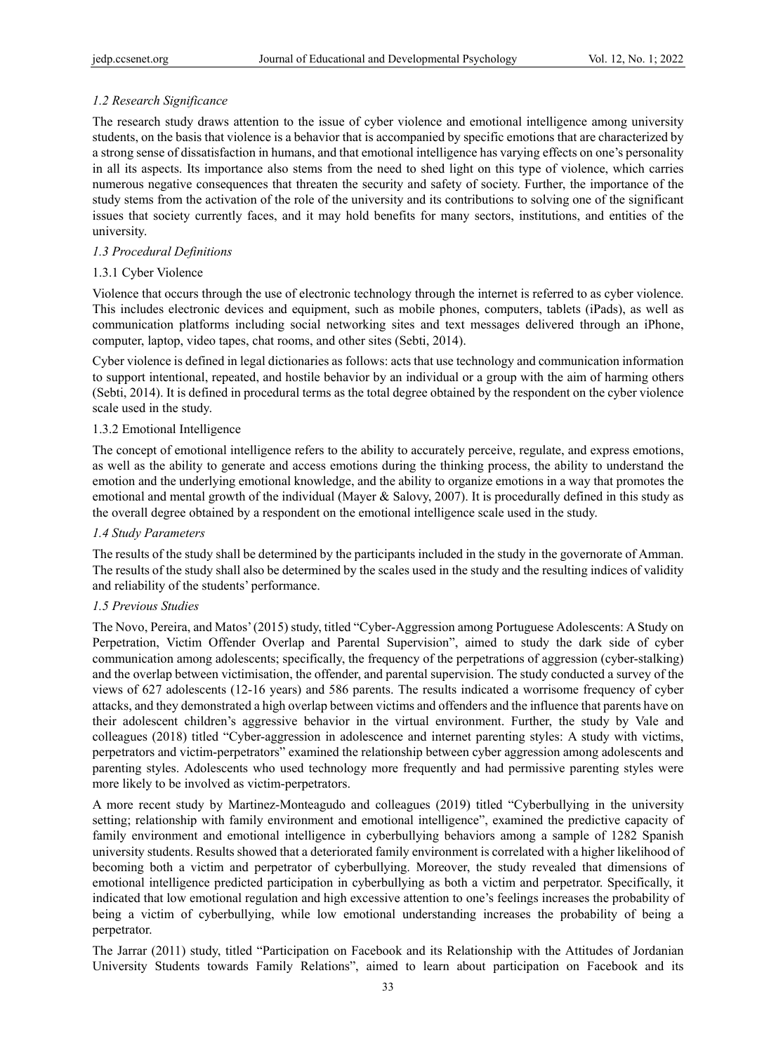### *1.2 Research Significance*

The research study draws attention to the issue of cyber violence and emotional intelligence among university students, on the basis that violence is a behavior that is accompanied by specific emotions that are characterized by a strong sense of dissatisfaction in humans, and that emotional intelligence has varying effects on one's personality in all its aspects. Its importance also stems from the need to shed light on this type of violence, which carries numerous negative consequences that threaten the security and safety of society. Further, the importance of the study stems from the activation of the role of the university and its contributions to solving one of the significant issues that society currently faces, and it may hold benefits for many sectors, institutions, and entities of the university.

### *1.3 Procedural Definitions*

#### 1.3.1 Cyber Violence

Violence that occurs through the use of electronic technology through the internet is referred to as cyber violence. This includes electronic devices and equipment, such as mobile phones, computers, tablets (iPads), as well as communication platforms including social networking sites and text messages delivered through an iPhone, computer, laptop, video tapes, chat rooms, and other sites (Sebti, 2014).

Cyber violence is defined in legal dictionaries as follows: acts that use technology and communication information to support intentional, repeated, and hostile behavior by an individual or a group with the aim of harming others (Sebti, 2014). It is defined in procedural terms as the total degree obtained by the respondent on the cyber violence scale used in the study.

#### 1.3.2 Emotional Intelligence

The concept of emotional intelligence refers to the ability to accurately perceive, regulate, and express emotions, as well as the ability to generate and access emotions during the thinking process, the ability to understand the emotion and the underlying emotional knowledge, and the ability to organize emotions in a way that promotes the emotional and mental growth of the individual (Mayer & Salovy, 2007). It is procedurally defined in this study as the overall degree obtained by a respondent on the emotional intelligence scale used in the study.

### *1.4 Study Parameters*

The results of the study shall be determined by the participants included in the study in the governorate of Amman. The results of the study shall also be determined by the scales used in the study and the resulting indices of validity and reliability of the students' performance.

### *1.5 Previous Studies*

The Novo, Pereira, and Matos' (2015) study, titled "Cyber-Aggression among Portuguese Adolescents: A Study on Perpetration, Victim Offender Overlap and Parental Supervision", aimed to study the dark side of cyber communication among adolescents; specifically, the frequency of the perpetrations of aggression (cyber-stalking) and the overlap between victimisation, the offender, and parental supervision. The study conducted a survey of the views of 627 adolescents (12-16 years) and 586 parents. The results indicated a worrisome frequency of cyber attacks, and they demonstrated a high overlap between victims and offenders and the influence that parents have on their adolescent children's aggressive behavior in the virtual environment. Further, the study by Vale and colleagues (2018) titled "Cyber-aggression in adolescence and internet parenting styles: A study with victims, perpetrators and victim-perpetrators" examined the relationship between cyber aggression among adolescents and parenting styles. Adolescents who used technology more frequently and had permissive parenting styles were more likely to be involved as victim-perpetrators.

A more recent study by Martinez-Monteagudo and colleagues (2019) titled "Cyberbullying in the university setting; relationship with family environment and emotional intelligence", examined the predictive capacity of family environment and emotional intelligence in cyberbullying behaviors among a sample of 1282 Spanish university students. Results showed that a deteriorated family environment is correlated with a higher likelihood of becoming both a victim and perpetrator of cyberbullying. Moreover, the study revealed that dimensions of emotional intelligence predicted participation in cyberbullying as both a victim and perpetrator. Specifically, it indicated that low emotional regulation and high excessive attention to one's feelings increases the probability of being a victim of cyberbullying, while low emotional understanding increases the probability of being a perpetrator.

The Jarrar (2011) study, titled "Participation on Facebook and its Relationship with the Attitudes of Jordanian University Students towards Family Relations", aimed to learn about participation on Facebook and its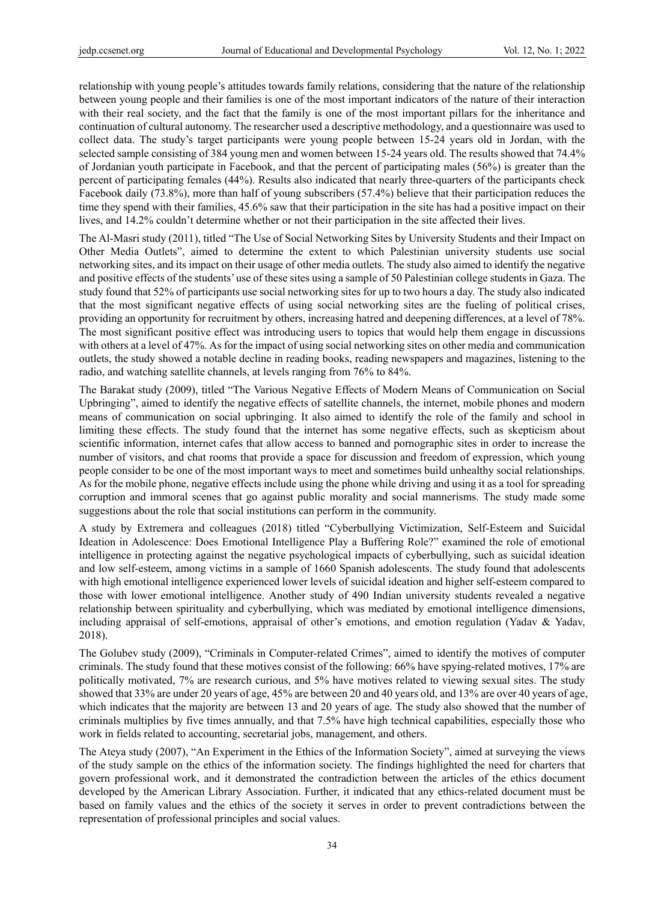relationship with young people's attitudes towards family relations, considering that the nature of the relationship between young people and their families is one of the most important indicators of the nature of their interaction with their real society, and the fact that the family is one of the most important pillars for the inheritance and continuation of cultural autonomy. The researcher used a descriptive methodology, and a questionnaire was used to collect data. The study's target participants were young people between 15-24 years old in Jordan, with the selected sample consisting of 384 young men and women between 15-24 years old. The results showed that 74.4% of Jordanian youth participate in Facebook, and that the percent of participating males (56%) is greater than the percent of participating females (44%). Results also indicated that nearly three-quarters of the participants check Facebook daily (73.8%), more than half of young subscribers (57.4%) believe that their participation reduces the time they spend with their families, 45.6% saw that their participation in the site has had a positive impact on their lives, and 14.2% couldn't determine whether or not their participation in the site affected their lives.

The Al-Masri study (2011), titled "The Use of Social Networking Sites by University Students and their Impact on Other Media Outlets", aimed to determine the extent to which Palestinian university students use social networking sites, and its impact on their usage of other media outlets. The study also aimed to identify the negative and positive effects of the students' use of these sites using a sample of 50 Palestinian college students in Gaza. The study found that 52% of participants use social networking sites for up to two hours a day. The study also indicated that the most significant negative effects of using social networking sites are the fueling of political crises, providing an opportunity for recruitment by others, increasing hatred and deepening differences, at a level of 78%. The most significant positive effect was introducing users to topics that would help them engage in discussions with others at a level of 47%. As for the impact of using social networking sites on other media and communication outlets, the study showed a notable decline in reading books, reading newspapers and magazines, listening to the radio, and watching satellite channels, at levels ranging from 76% to 84%.

The Barakat study (2009), titled "The Various Negative Effects of Modern Means of Communication on Social Upbringing", aimed to identify the negative effects of satellite channels, the internet, mobile phones and modern means of communication on social upbringing. It also aimed to identify the role of the family and school in limiting these effects. The study found that the internet has some negative effects, such as skepticism about scientific information, internet cafes that allow access to banned and pornographic sites in order to increase the number of visitors, and chat rooms that provide a space for discussion and freedom of expression, which young people consider to be one of the most important ways to meet and sometimes build unhealthy social relationships. As for the mobile phone, negative effects include using the phone while driving and using it as a tool for spreading corruption and immoral scenes that go against public morality and social mannerisms. The study made some suggestions about the role that social institutions can perform in the community.

A study by Extremera and colleagues (2018) titled "Cyberbullying Victimization, Self-Esteem and Suicidal Ideation in Adolescence: Does Emotional Intelligence Play a Buffering Role?" examined the role of emotional intelligence in protecting against the negative psychological impacts of cyberbullying, such as suicidal ideation and low self-esteem, among victims in a sample of 1660 Spanish adolescents. The study found that adolescents with high emotional intelligence experienced lower levels of suicidal ideation and higher self-esteem compared to those with lower emotional intelligence. Another study of 490 Indian university students revealed a negative relationship between spirituality and cyberbullying, which was mediated by emotional intelligence dimensions, including appraisal of self-emotions, appraisal of other's emotions, and emotion regulation (Yadav & Yadav, 2018).

The Golubev study (2009), "Criminals in Computer-related Crimes", aimed to identify the motives of computer criminals. The study found that these motives consist of the following: 66% have spying-related motives, 17% are politically motivated, 7% are research curious, and 5% have motives related to viewing sexual sites. The study showed that 33% are under 20 years of age, 45% are between 20 and 40 years old, and 13% are over 40 years of age, which indicates that the majority are between 13 and 20 years of age. The study also showed that the number of criminals multiplies by five times annually, and that 7.5% have high technical capabilities, especially those who work in fields related to accounting, secretarial jobs, management, and others.

The Ateya study (2007), "An Experiment in the Ethics of the Information Society", aimed at surveying the views of the study sample on the ethics of the information society. The findings highlighted the need for charters that govern professional work, and it demonstrated the contradiction between the articles of the ethics document developed by the American Library Association. Further, it indicated that any ethics-related document must be based on family values and the ethics of the society it serves in order to prevent contradictions between the representation of professional principles and social values.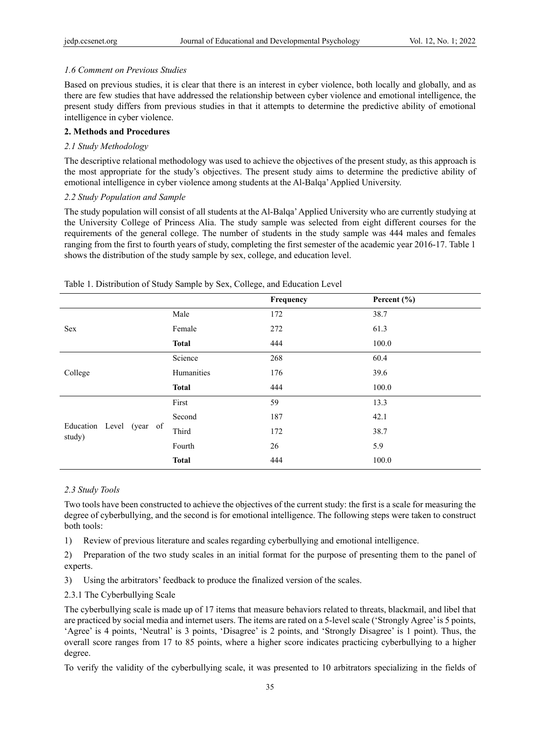### *1.6 Comment on Previous Studies*

Based on previous studies, it is clear that there is an interest in cyber violence, both locally and globally, and as there are few studies that have addressed the relationship between cyber violence and emotional intelligence, the present study differs from previous studies in that it attempts to determine the predictive ability of emotional intelligence in cyber violence.

## 2. Methods and Procedures

### *2.1 Study Methodology*

The descriptive relational methodology was used to achieve the objectives of the present study, as this approach is the most appropriate for the study's objectives. The present study aims to determine the predictive ability of emotional intelligence in cyber violence among students at the Al-Balqa' Applied University.

### *2.2 Study Population and Sample*

The study population will consist of all students at the Al-Balqa' Applied University who are currently studying at the University College of Princess Alia. The study sample was selected from eight different courses for the requirements of the general college. The number of students in the study sample was 444 males and females ranging from the first to fourth years of study, completing the first semester of the academic year 2016-17. Table 1 shows the distribution of the study sample by sex, college, and education level.

Table 1. Distribution of Study Sample by Sex, College, and Education Level

| | | Frequency | Percent (%) |
|---|---|---|---|
| Sex | Male | 172 | 38.7 |
| | Female | 272 | 61.3 |
| | **Total** | 444 | 100.0 |
| College | Science | 268 | 60.4 |
| | Humanities | 176 | 39.6 |
| | **Total** | 444 | 100.0 |
| Education Level (year of study) | First | 59 | 13.3 |
| | Second | 187 | 42.1 |
| | Third | 172 | 38.7 |
| | Fourth | 26 | 5.9 |
| | **Total** | 444 | 100.0 |

### *2.3 Study Tools*

Two tools have been constructed to achieve the objectives of the current study: the first is a scale for measuring the degree of cyberbullying, and the second is for emotional intelligence. The following steps were taken to construct both tools:

1) Review of previous literature and scales regarding cyberbullying and emotional intelligence.

2) Preparation of the two study scales in an initial format for the purpose of presenting them to the panel of experts.

3) Using the arbitrators' feedback to produce the finalized version of the scales.

#### 2.3.1 The Cyberbullying Scale

The cyberbullying scale is made up of 17 items that measure behaviors related to threats, blackmail, and libel that are practiced by social media and internet users. The items are rated on a 5-level scale ('Strongly Agree' is 5 points, 'Agree' is 4 points, 'Neutral' is 3 points, 'Disagree' is 2 points, and 'Strongly Disagree' is 1 point). Thus, the overall score ranges from 17 to 85 points, where a higher score indicates practicing cyberbullying to a higher degree.

To verify the validity of the cyberbullying scale, it was presented to 10 arbitrators specializing in the fields of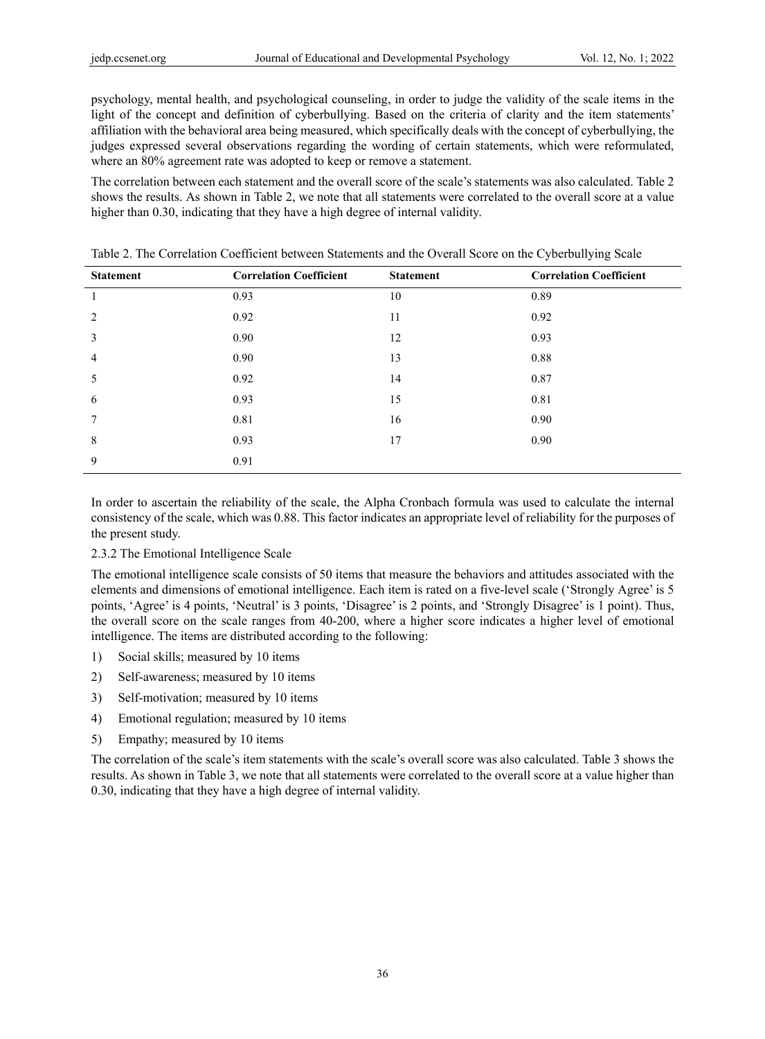psychology, mental health, and psychological counseling, in order to judge the validity of the scale items in the light of the concept and definition of cyberbullying. Based on the criteria of clarity and the item statements' affiliation with the behavioral area being measured, which specifically deals with the concept of cyberbullying, the judges expressed several observations regarding the wording of certain statements, which were reformulated, where an 80% agreement rate was adopted to keep or remove a statement.

The correlation between each statement and the overall score of the scale's statements was also calculated. Table 2 shows the results. As shown in Table 2, we note that all statements were correlated to the overall score at a value higher than 0.30, indicating that they have a high degree of internal validity.

Table 2. The Correlation Coefficient between Statements and the Overall Score on the Cyberbullying Scale

| Statement | Correlation Coefficient | Statement | Correlation Coefficient |
|---|---|---|---|
| 1 | 0.93 | 10 | 0.89 |
| 2 | 0.92 | 11 | 0.92 |
| 3 | 0.90 | 12 | 0.93 |
| 4 | 0.90 | 13 | 0.88 |
| 5 | 0.92 | 14 | 0.87 |
| 6 | 0.93 | 15 | 0.81 |
| 7 | 0.81 | 16 | 0.90 |
| 8 | 0.93 | 17 | 0.90 |
| 9 | 0.91 | | |

In order to ascertain the reliability of the scale, the Alpha Cronbach formula was used to calculate the internal consistency of the scale, which was 0.88. This factor indicates an appropriate level of reliability for the purposes of the present study.

### 2.3.2 The Emotional Intelligence Scale

The emotional intelligence scale consists of 50 items that measure the behaviors and attitudes associated with the elements and dimensions of emotional intelligence. Each item is rated on a five-level scale ('Strongly Agree' is 5 points, 'Agree' is 4 points, 'Neutral' is 3 points, 'Disagree' is 2 points, and 'Strongly Disagree' is 1 point). Thus, the overall score on the scale ranges from 40-200, where a higher score indicates a higher level of emotional intelligence. The items are distributed according to the following:

1) Social skills; measured by 10 items
2) Self-awareness; measured by 10 items
3) Self-motivation; measured by 10 items
4) Emotional regulation; measured by 10 items
5) Empathy; measured by 10 items

The correlation of the scale's item statements with the scale's overall score was also calculated. Table 3 shows the results. As shown in Table 3, we note that all statements were correlated to the overall score at a value higher than 0.30, indicating that they have a high degree of internal validity.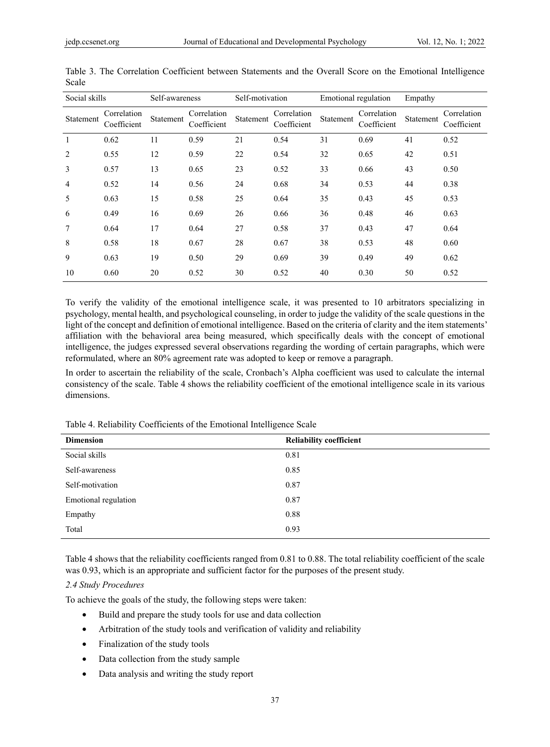Table 3. The Correlation Coefficient between Statements and the Overall Score on the Emotional Intelligence Scale

| Social skills | | Self-awareness | | Self-motivation | | Emotional regulation | | Empathy | |
|---|---|---|---|---|---|---|---|---|---|
| Statement | Correlation Coefficient | Statement | Correlation Coefficient | Statement | Correlation Coefficient | Statement | Correlation Coefficient | Statement | Correlation Coefficient |
| 1 | 0.62 | 11 | 0.59 | 21 | 0.54 | 31 | 0.69 | 41 | 0.52 |
| 2 | 0.55 | 12 | 0.59 | 22 | 0.54 | 32 | 0.65 | 42 | 0.51 |
| 3 | 0.57 | 13 | 0.65 | 23 | 0.52 | 33 | 0.66 | 43 | 0.50 |
| 4 | 0.52 | 14 | 0.56 | 24 | 0.68 | 34 | 0.53 | 44 | 0.38 |
| 5 | 0.63 | 15 | 0.58 | 25 | 0.64 | 35 | 0.43 | 45 | 0.53 |
| 6 | 0.49 | 16 | 0.69 | 26 | 0.66 | 36 | 0.48 | 46 | 0.63 |
| 7 | 0.64 | 17 | 0.64 | 27 | 0.58 | 37 | 0.43 | 47 | 0.64 |
| 8 | 0.58 | 18 | 0.67 | 28 | 0.67 | 38 | 0.53 | 48 | 0.60 |
| 9 | 0.63 | 19 | 0.50 | 29 | 0.69 | 39 | 0.49 | 49 | 0.62 |
| 10 | 0.60 | 20 | 0.52 | 30 | 0.52 | 40 | 0.30 | 50 | 0.52 |

To verify the validity of the emotional intelligence scale, it was presented to 10 arbitrators specializing in psychology, mental health, and psychological counseling, in order to judge the validity of the scale questions in the light of the concept and definition of emotional intelligence. Based on the criteria of clarity and the item statements' affiliation with the behavioral area being measured, which specifically deals with the concept of emotional intelligence, the judges expressed several observations regarding the wording of certain paragraphs, which were reformulated, where an 80% agreement rate was adopted to keep or remove a paragraph.

In order to ascertain the reliability of the scale, Cronbach's Alpha coefficient was used to calculate the internal consistency of the scale. Table 4 shows the reliability coefficient of the emotional intelligence scale in its various dimensions.

Table 4. Reliability Coefficients of the Emotional Intelligence Scale

| **Dimension** | **Reliability coefficient** |
|---|---|
| Social skills | 0.81 |
| Self-awareness | 0.85 |
| Self-motivation | 0.87 |
| Emotional regulation | 0.87 |
| Empathy | 0.88 |
| Total | 0.93 |

Table 4 shows that the reliability coefficients ranged from 0.81 to 0.88. The total reliability coefficient of the scale was 0.93, which is an appropriate and sufficient factor for the purposes of the present study.

### *2.4 Study Procedures*

To achieve the goals of the study, the following steps were taken:

- Build and prepare the study tools for use and data collection
- Arbitration of the study tools and verification of validity and reliability
- Finalization of the study tools
- Data collection from the study sample
- Data analysis and writing the study report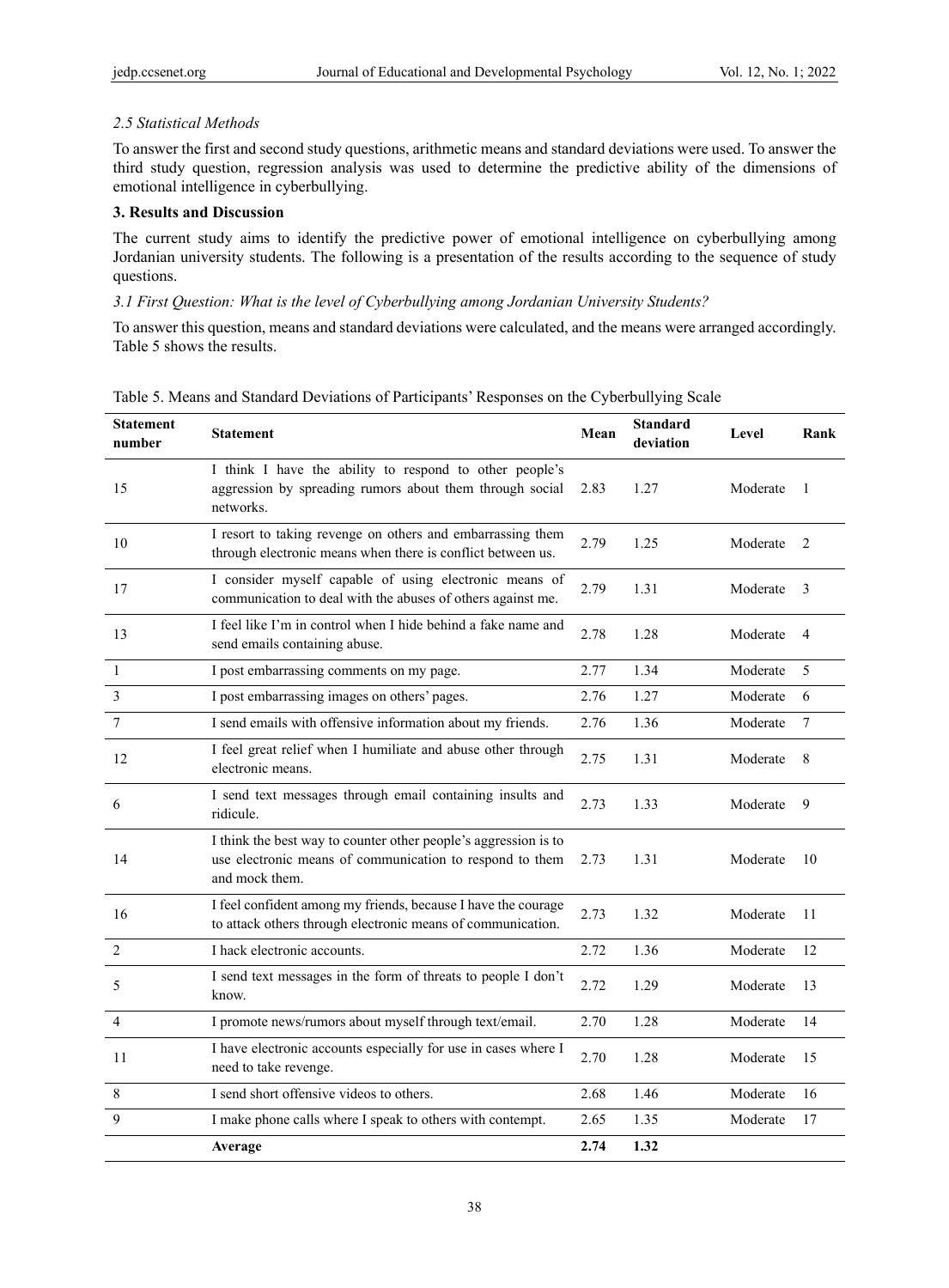### 2.5 Statistical Methods

To answer the first and second study questions, arithmetic means and standard deviations were used. To answer the third study question, regression analysis was used to determine the predictive ability of the dimensions of emotional intelligence in cyberbullying.

## 3. Results and Discussion

The current study aims to identify the predictive power of emotional intelligence on cyberbullying among Jordanian university students. The following is a presentation of the results according to the sequence of study questions.

### 3.1 First Question: What is the level of Cyberbullying among Jordanian University Students?

To answer this question, means and standard deviations were calculated, and the means were arranged accordingly. Table 5 shows the results.

Table 5. Means and Standard Deviations of Participants' Responses on the Cyberbullying Scale

| Statement number | Statement | Mean | Standard deviation | Level | Rank |
|---|---|---|---|---|---|
| 15 | I think I have the ability to respond to other people's aggression by spreading rumors about them through social networks. | 2.83 | 1.27 | Moderate | 1 |
| 10 | I resort to taking revenge on others and embarrassing them through electronic means when there is conflict between us. | 2.79 | 1.25 | Moderate | 2 |
| 17 | I consider myself capable of using electronic means of communication to deal with the abuses of others against me. | 2.79 | 1.31 | Moderate | 3 |
| 13 | I feel like I'm in control when I hide behind a fake name and send emails containing abuse. | 2.78 | 1.28 | Moderate | 4 |
| 1 | I post embarrassing comments on my page. | 2.77 | 1.34 | Moderate | 5 |
| 3 | I post embarrassing images on others' pages. | 2.76 | 1.27 | Moderate | 6 |
| 7 | I send emails with offensive information about my friends. | 2.76 | 1.36 | Moderate | 7 |
| 12 | I feel great relief when I humiliate and abuse other through electronic means. | 2.75 | 1.31 | Moderate | 8 |
| 6 | I send text messages through email containing insults and ridicule. | 2.73 | 1.33 | Moderate | 9 |
| 14 | I think the best way to counter other people's aggression is to use electronic means of communication to respond to them and mock them. | 2.73 | 1.31 | Moderate | 10 |
| 16 | I feel confident among my friends, because I have the courage to attack others through electronic means of communication. | 2.73 | 1.32 | Moderate | 11 |
| 2 | I hack electronic accounts. | 2.72 | 1.36 | Moderate | 12 |
| 5 | I send text messages in the form of threats to people I don't know. | 2.72 | 1.29 | Moderate | 13 |
| 4 | I promote news/rumors about myself through text/email. | 2.70 | 1.28 | Moderate | 14 |
| 11 | I have electronic accounts especially for use in cases where I need to take revenge. | 2.70 | 1.28 | Moderate | 15 |
| 8 | I send short offensive videos to others. | 2.68 | 1.46 | Moderate | 16 |
| 9 | I make phone calls where I speak to others with contempt. | 2.65 | 1.35 | Moderate | 17 |
| | **Average** | **2.74** | **1.32** | | |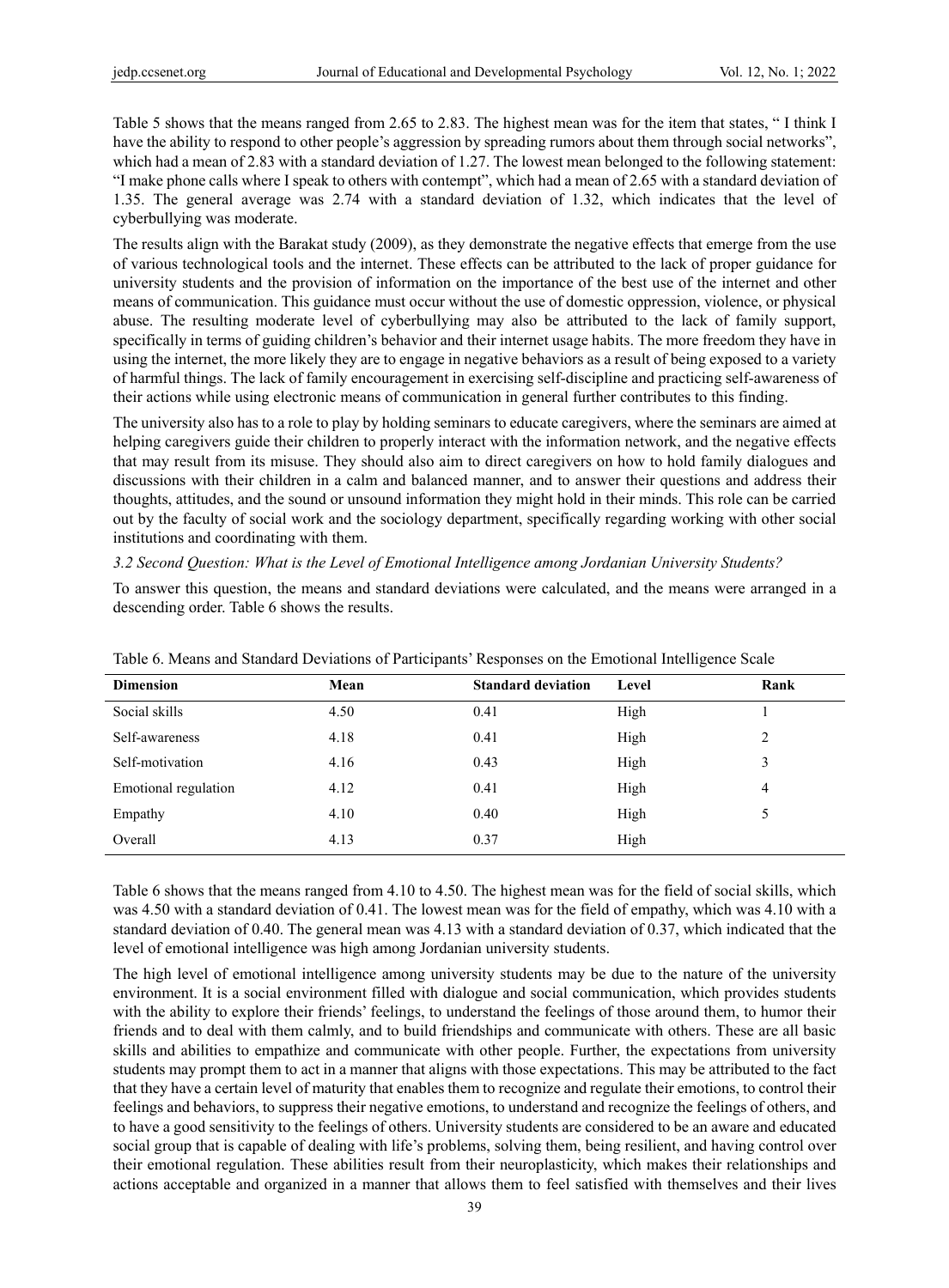Table 5 shows that the means ranged from 2.65 to 2.83. The highest mean was for the item that states, " I think I have the ability to respond to other people's aggression by spreading rumors about them through social networks", which had a mean of 2.83 with a standard deviation of 1.27. The lowest mean belonged to the following statement: "I make phone calls where I speak to others with contempt", which had a mean of 2.65 with a standard deviation of 1.35. The general average was 2.74 with a standard deviation of 1.32, which indicates that the level of cyberbullying was moderate.

The results align with the Barakat study (2009), as they demonstrate the negative effects that emerge from the use of various technological tools and the internet. These effects can be attributed to the lack of proper guidance for university students and the provision of information on the importance of the best use of the internet and other means of communication. This guidance must occur without the use of domestic oppression, violence, or physical abuse. The resulting moderate level of cyberbullying may also be attributed to the lack of family support, specifically in terms of guiding children's behavior and their internet usage habits. The more freedom they have in using the internet, the more likely they are to engage in negative behaviors as a result of being exposed to a variety of harmful things. The lack of family encouragement in exercising self-discipline and practicing self-awareness of their actions while using electronic means of communication in general further contributes to this finding.

The university also has to a role to play by holding seminars to educate caregivers, where the seminars are aimed at helping caregivers guide their children to properly interact with the information network, and the negative effects that may result from its misuse. They should also aim to direct caregivers on how to hold family dialogues and discussions with their children in a calm and balanced manner, and to answer their questions and address their thoughts, attitudes, and the sound or unsound information they might hold in their minds. This role can be carried out by the faculty of social work and the sociology department, specifically regarding working with other social institutions and coordinating with them.

### *3.2 Second Question: What is the Level of Emotional Intelligence among Jordanian University Students?*

To answer this question, the means and standard deviations were calculated, and the means were arranged in a descending order. Table 6 shows the results.

Table 6. Means and Standard Deviations of Participants' Responses on the Emotional Intelligence Scale

| Dimension | Mean | Standard deviation | Level | Rank |
|---|---|---|---|---|
| Social skills | 4.50 | 0.41 | High | 1 |
| Self-awareness | 4.18 | 0.41 | High | 2 |
| Self-motivation | 4.16 | 0.43 | High | 3 |
| Emotional regulation | 4.12 | 0.41 | High | 4 |
| Empathy | 4.10 | 0.40 | High | 5 |
| Overall | 4.13 | 0.37 | High | |

Table 6 shows that the means ranged from 4.10 to 4.50. The highest mean was for the field of social skills, which was 4.50 with a standard deviation of 0.41. The lowest mean was for the field of empathy, which was 4.10 with a standard deviation of 0.40. The general mean was 4.13 with a standard deviation of 0.37, which indicated that the level of emotional intelligence was high among Jordanian university students.

The high level of emotional intelligence among university students may be due to the nature of the university environment. It is a social environment filled with dialogue and social communication, which provides students with the ability to explore their friends' feelings, to understand the feelings of those around them, to humor their friends and to deal with them calmly, and to build friendships and communicate with others. These are all basic skills and abilities to empathize and communicate with other people. Further, the expectations from university students may prompt them to act in a manner that aligns with those expectations. This may be attributed to the fact that they have a certain level of maturity that enables them to recognize and regulate their emotions, to control their feelings and behaviors, to suppress their negative emotions, to understand and recognize the feelings of others, and to have a good sensitivity to the feelings of others. University students are considered to be an aware and educated social group that is capable of dealing with life's problems, solving them, being resilient, and having control over their emotional regulation. These abilities result from their neuroplasticity, which makes their relationships and actions acceptable and organized in a manner that allows them to feel satisfied with themselves and their lives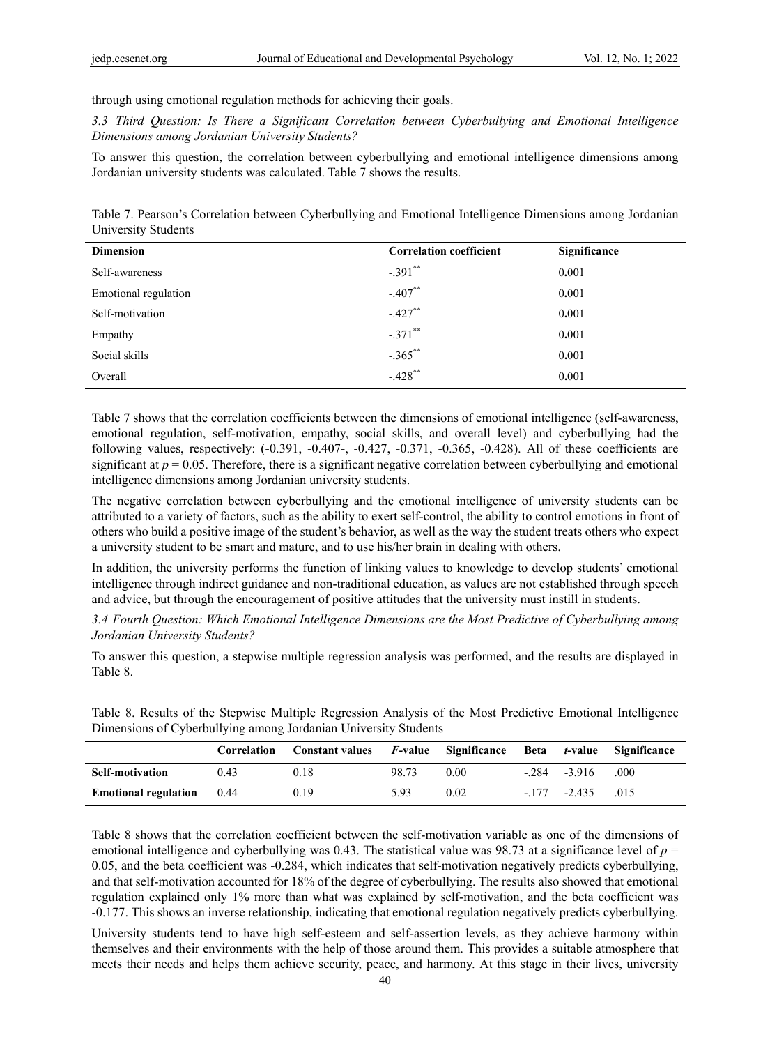through using emotional regulation methods for achieving their goals.

### *3.3 Third Question: Is There a Significant Correlation between Cyberbullying and Emotional Intelligence Dimensions among Jordanian University Students?*

To answer this question, the correlation between cyberbullying and emotional intelligence dimensions among Jordanian university students was calculated. Table 7 shows the results.

Table 7. Pearson's Correlation between Cyberbullying and Emotional Intelligence Dimensions among Jordanian University Students

| Dimension | Correlation coefficient | Significance |
|---|---|---|
| Self-awareness | -.391** | 0.001 |
| Emotional regulation | -.407** | 0.001 |
| Self-motivation | -.427** | 0.001 |
| Empathy | -.371** | 0.001 |
| Social skills | -.365** | 0.001 |
| Overall | -.428** | 0.001 |

Table 7 shows that the correlation coefficients between the dimensions of emotional intelligence (self-awareness, emotional regulation, self-motivation, empathy, social skills, and overall level) and cyberbullying had the following values, respectively: (-0.391, -0.407-, -0.427, -0.371, -0.365, -0.428). All of these coefficients are significant at $p = 0.05$. Therefore, there is a significant negative correlation between cyberbullying and emotional intelligence dimensions among Jordanian university students.

The negative correlation between cyberbullying and the emotional intelligence of university students can be attributed to a variety of factors, such as the ability to exert self-control, the ability to control emotions in front of others who build a positive image of the student's behavior, as well as the way the student treats others who expect a university student to be smart and mature, and to use his/her brain in dealing with others.

In addition, the university performs the function of linking values to knowledge to develop students' emotional intelligence through indirect guidance and non-traditional education, as values are not established through speech and advice, but through the encouragement of positive attitudes that the university must instill in students.

### *3.4 Fourth Question: Which Emotional Intelligence Dimensions are the Most Predictive of Cyberbullying among Jordanian University Students?*

To answer this question, a stepwise multiple regression analysis was performed, and the results are displayed in Table 8.

Table 8. Results of the Stepwise Multiple Regression Analysis of the Most Predictive Emotional Intelligence Dimensions of Cyberbullying among Jordanian University Students

| | Correlation | Constant values | *F*-value | Significance | Beta | *t*-value | Significance |
|---|---|---|---|---|---|---|---|
| **Self-motivation** | 0.43 | 0.18 | 98.73 | 0.00 | -.284 | -3.916 | .000 |
| **Emotional regulation** | 0.44 | 0.19 | 5.93 | 0.02 | -.177 | -2.435 | .015 |

Table 8 shows that the correlation coefficient between the self-motivation variable as one of the dimensions of emotional intelligence and cyberbullying was 0.43. The statistical value was 98.73 at a significance level of $p = 0.05$, and the beta coefficient was -0.284, which indicates that self-motivation negatively predicts cyberbullying, and that self-motivation accounted for 18% of the degree of cyberbullying. The results also showed that emotional regulation explained only 1% more than what was explained by self-motivation, and the beta coefficient was -0.177. This shows an inverse relationship, indicating that emotional regulation negatively predicts cyberbullying.

University students tend to have high self-esteem and self-assertion levels, as they achieve harmony within themselves and their environments with the help of those around them. This provides a suitable atmosphere that meets their needs and helps them achieve security, peace, and harmony. At this stage in their lives, university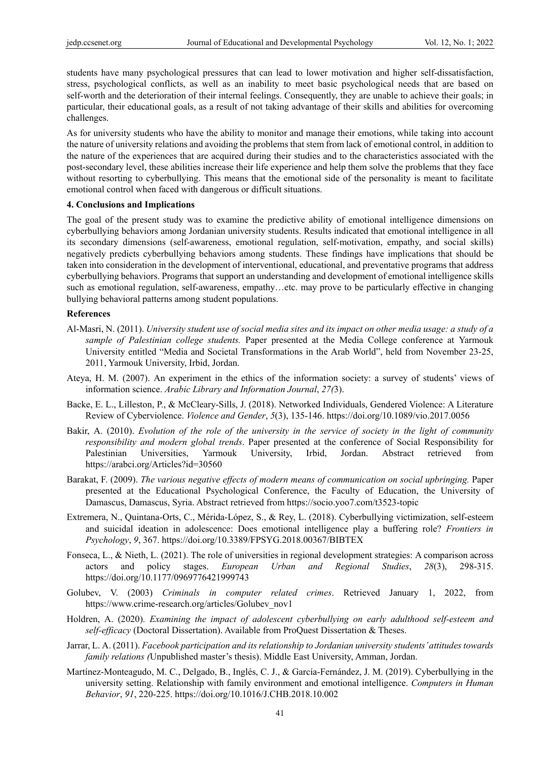students have many psychological pressures that can lead to lower motivation and higher self-dissatisfaction, stress, psychological conflicts, as well as an inability to meet basic psychological needs that are based on self-worth and the deterioration of their internal feelings. Consequently, they are unable to achieve their goals; in particular, their educational goals, as a result of not taking advantage of their skills and abilities for overcoming challenges.

As for university students who have the ability to monitor and manage their emotions, while taking into account the nature of university relations and avoiding the problems that stem from lack of emotional control, in addition to the nature of the experiences that are acquired during their studies and to the characteristics associated with the post-secondary level, these abilities increase their life experience and help them solve the problems that they face without resorting to cyberbullying. This means that the emotional side of the personality is meant to facilitate emotional control when faced with dangerous or difficult situations.

### 4. Conclusions and Implications

The goal of the present study was to examine the predictive ability of emotional intelligence dimensions on cyberbullying behaviors among Jordanian university students. Results indicated that emotional intelligence in all its secondary dimensions (self-awareness, emotional regulation, self-motivation, empathy, and social skills) negatively predicts cyberbullying behaviors among students. These findings have implications that should be taken into consideration in the development of interventional, educational, and preventative programs that address cyberbullying behaviors. Programs that support an understanding and development of emotional intelligence skills such as emotional regulation, self-awareness, empathy…etc. may prove to be particularly effective in changing bullying behavioral patterns among student populations.

### References

Al-Masri, N. (2011). *University student use of social media sites and its impact on other media usage: a study of a sample of Palestinian college students.* Paper presented at the Media College conference at Yarmouk University entitled "Media and Societal Transformations in the Arab World", held from November 23-25, 2011, Yarmouk University, Irbid, Jordan.

Ateya, H. M. (2007). An experiment in the ethics of the information society: a survey of students' views of information science. *Arabic Library and Information Journal*, *27(*3).

Backe, E. L., Lilleston, P., & McCleary-Sills, J. (2018). Networked Individuals, Gendered Violence: A Literature Review of Cyberviolence. *Violence and Gender*, *5*(3), 135-146. https://doi.org/10.1089/vio.2017.0056

Bakir, A. (2010). *Evolution of the role of the university in the service of society in the light of community responsibility and modern global trends*. Paper presented at the conference of Social Responsibility for Palestinian Universities, Yarmouk University, Irbid, Jordan. Abstract retrieved from https://arabci.org/Articles?id=30560

Barakat, F. (2009). *The various negative effects of modern means of communication on social upbringing.* Paper presented at the Educational Psychological Conference, the Faculty of Education, the University of Damascus, Damascus, Syria. Abstract retrieved from https://socio.yoo7.com/t3523-topic

Extremera, N., Quintana-Orts, C., Mérida-López, S., & Rey, L. (2018). Cyberbullying victimization, self-esteem and suicidal ideation in adolescence: Does emotional intelligence play a buffering role? *Frontiers in Psychology*, *9*, 367. https://doi.org/10.3389/FPSYG.2018.00367/BIBTEX

Fonseca, L., & Nieth, L. (2021). The role of universities in regional development strategies: A comparison across actors and policy stages. *European Urban and Regional Studies*, *28*(3), 298-315. https://doi.org/10.1177/0969776421999743

Golubev, V. (2003) *Criminals in computer related crimes*. Retrieved January 1, 2022, from https://www.crime-research.org/articles/Golubev_nov1

Holdren, A. (2020). *Examining the impact of adolescent cyberbullying on early adulthood self-esteem and self-efficacy* (Doctoral Dissertation). Available from ProQuest Dissertation & Theses.

Jarrar, L. A. (2011). *Facebook participation and its relationship to Jordanian university students' attitudes towards family relations (*Unpublished master's thesis). Middle East University, Amman, Jordan.

Martínez-Monteagudo, M. C., Delgado, B., Inglés, C. J., & García-Fernández, J. M. (2019). Cyberbullying in the university setting. Relationship with family environment and emotional intelligence. *Computers in Human Behavior*, *91*, 220-225. https://doi.org/10.1016/J.CHB.2018.10.002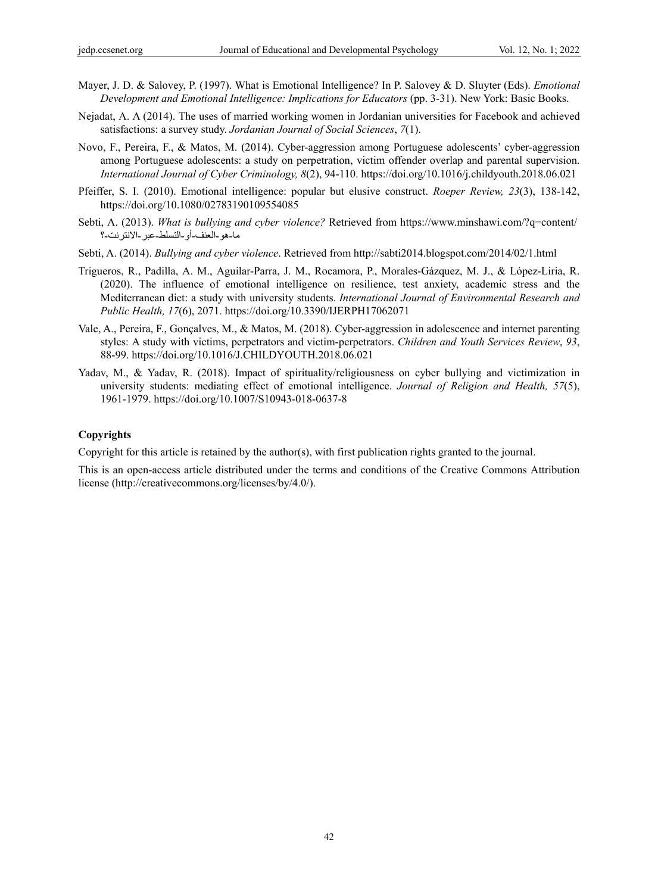Mayer, J. D. & Salovey, P. (1997). What is Emotional Intelligence? In P. Salovey & D. Sluyter (Eds). *Emotional Development and Emotional Intelligence: Implications for Educators* (pp. 3-31). New York: Basic Books.

Nejadat, A. A (2014). The uses of married working women in Jordanian universities for Facebook and achieved satisfactions: a survey study. *Jordanian Journal of Social Sciences*, *7*(1).

Novo, F., Pereira, F., & Matos, M. (2014). Cyber-aggression among Portuguese adolescents' cyber-aggression among Portuguese adolescents: a study on perpetration, victim offender overlap and parental supervision. *International Journal of Cyber Criminology, 8*(2), 94-110. https://doi.org/10.1016/j.childyouth.2018.06.021

Pfeiffer, S. I. (2010). Emotional intelligence: popular but elusive construct. *Roeper Review, 23*(3), 138-142, https://doi.org/10.1080/02783190109554085

Sebti, A. (2013). *What is bullying and cyber violence?* Retrieved from https://www.minshawi.com/?q=content/ ما-هو-العنف-أو-التسلط-عبر-الانترنت-؟

Sebti, A. (2014). *Bullying and cyber violence*. Retrieved from http://sabti2014.blogspot.com/2014/02/1.html

Trigueros, R., Padilla, A. M., Aguilar-Parra, J. M., Rocamora, P., Morales-Gázquez, M. J., & López-Liria, R. (2020). The influence of emotional intelligence on resilience, test anxiety, academic stress and the Mediterranean diet: a study with university students. *International Journal of Environmental Research and Public Health, 17*(6), 2071. https://doi.org/10.3390/IJERPH17062071

Vale, A., Pereira, F., Gonçalves, M., & Matos, M. (2018). Cyber-aggression in adolescence and internet parenting styles: A study with victims, perpetrators and victim-perpetrators. *Children and Youth Services Review*, *93*, 88-99. https://doi.org/10.1016/J.CHILDYOUTH.2018.06.021

Yadav, M., & Yadav, R. (2018). Impact of spirituality/religiousness on cyber bullying and victimization in university students: mediating effect of emotional intelligence. *Journal of Religion and Health, 57*(5), 1961-1979. https://doi.org/10.1007/S10943-018-0637-8

**Copyrights**

Copyright for this article is retained by the author(s), with first publication rights granted to the journal.

This is an open-access article distributed under the terms and conditions of the Creative Commons Attribution license (http://creativecommons.org/licenses/by/4.0/).